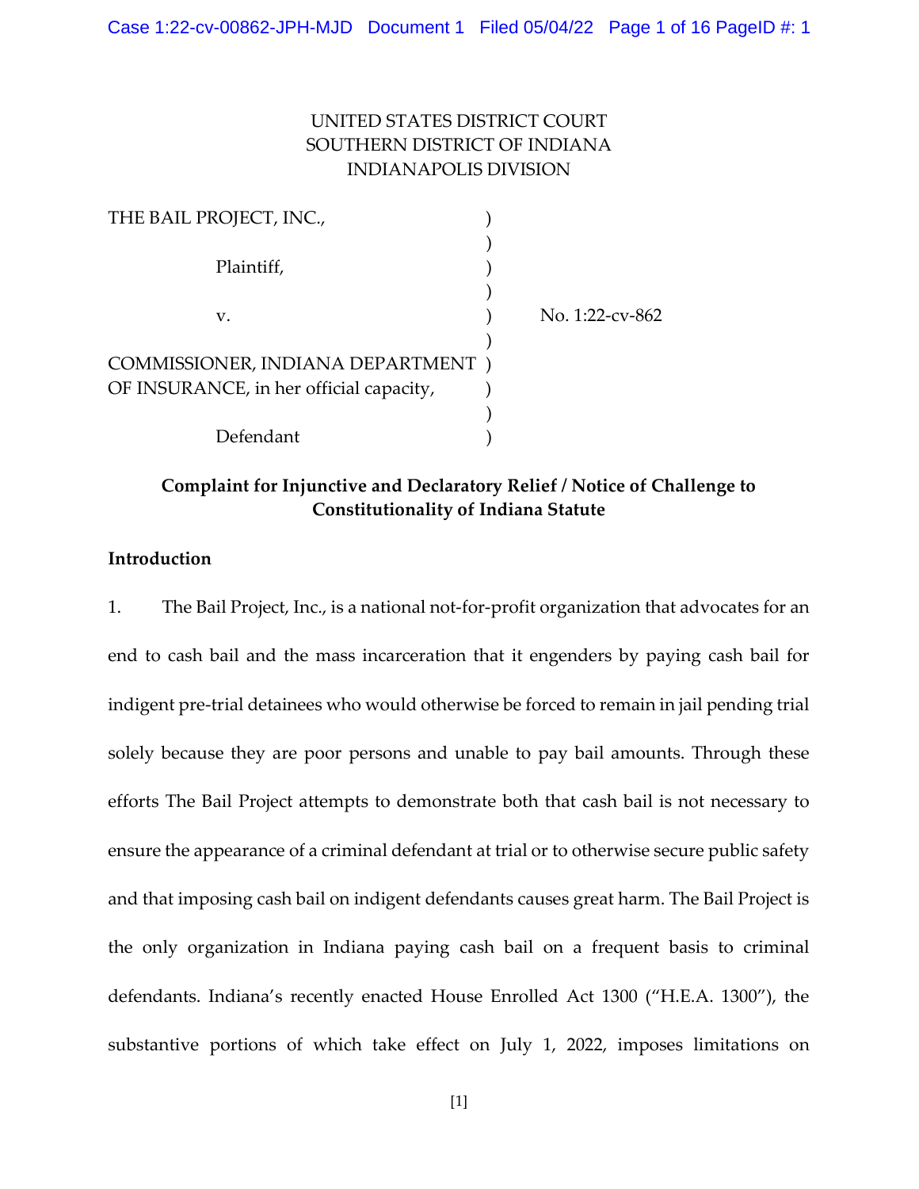UNITED STATES DISTRICT COURT
SOUTHERN DISTRICT OF INDIANA
INDIANAPOLIS DIVISION

| | | |
|---|---|---|
| THE BAIL PROJECT, INC., | ) | |
| | ) | |
| Plaintiff, | ) | |
| | ) | |
| v. | ) | No. 1:22-cv-862 |
| | ) | |
| COMMISSIONER, INDIANA DEPARTMENT OF INSURANCE, in her official capacity, | ) | |
| | ) | |
| Defendant | ) | |

**Complaint for Injunctive and Declaratory Relief / Notice of Challenge to Constitutionality of Indiana Statute**

**Introduction**

1. The Bail Project, Inc., is a national not-for-profit organization that advocates for an end to cash bail and the mass incarceration that it engenders by paying cash bail for indigent pre-trial detainees who would otherwise be forced to remain in jail pending trial solely because they are poor persons and unable to pay bail amounts. Through these efforts The Bail Project attempts to demonstrate both that cash bail is not necessary to ensure the appearance of a criminal defendant at trial or to otherwise secure public safety and that imposing cash bail on indigent defendants causes great harm. The Bail Project is the only organization in Indiana paying cash bail on a frequent basis to criminal defendants. Indiana's recently enacted House Enrolled Act 1300 ("H.E.A. 1300"), the substantive portions of which take effect on July 1, 2022, imposes limitations on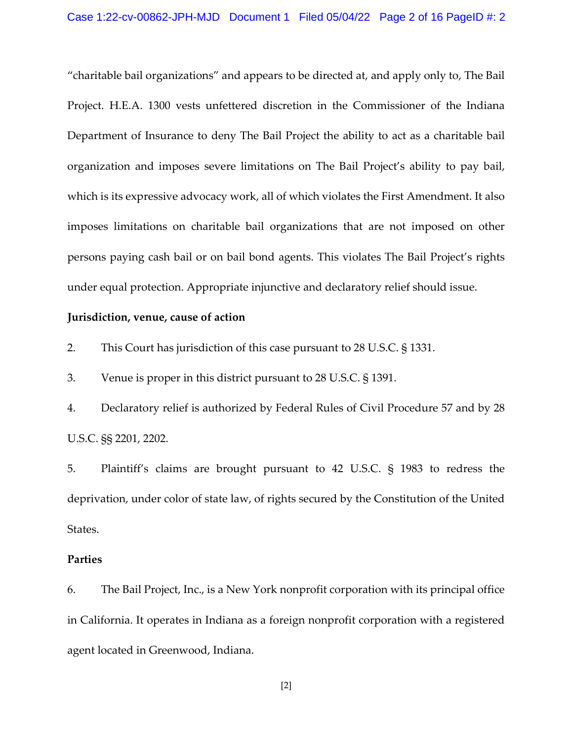"charitable bail organizations" and appears to be directed at, and apply only to, The Bail Project. H.E.A. 1300 vests unfettered discretion in the Commissioner of the Indiana Department of Insurance to deny The Bail Project the ability to act as a charitable bail organization and imposes severe limitations on The Bail Project's ability to pay bail, which is its expressive advocacy work, all of which violates the First Amendment. It also imposes limitations on charitable bail organizations that are not imposed on other persons paying cash bail or on bail bond agents. This violates The Bail Project's rights under equal protection. Appropriate injunctive and declaratory relief should issue.

**Jurisdiction, venue, cause of action**

2. This Court has jurisdiction of this case pursuant to 28 U.S.C. § 1331.

3. Venue is proper in this district pursuant to 28 U.S.C. § 1391.

4. Declaratory relief is authorized by Federal Rules of Civil Procedure 57 and by 28 U.S.C. §§ 2201, 2202.

5. Plaintiff's claims are brought pursuant to 42 U.S.C. § 1983 to redress the deprivation, under color of state law, of rights secured by the Constitution of the United States.

**Parties**

6. The Bail Project, Inc., is a New York nonprofit corporation with its principal office in California. It operates in Indiana as a foreign nonprofit corporation with a registered agent located in Greenwood, Indiana.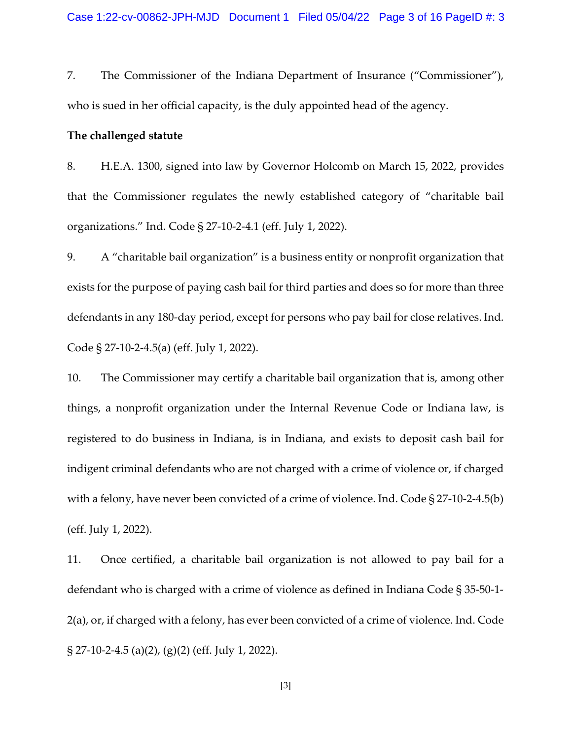7. The Commissioner of the Indiana Department of Insurance ("Commissioner"), who is sued in her official capacity, is the duly appointed head of the agency.

**The challenged statute**

8. H.E.A. 1300, signed into law by Governor Holcomb on March 15, 2022, provides that the Commissioner regulates the newly established category of "charitable bail organizations." Ind. Code § 27-10-2-4.1 (eff. July 1, 2022).

9. A "charitable bail organization" is a business entity or nonprofit organization that exists for the purpose of paying cash bail for third parties and does so for more than three defendants in any 180-day period, except for persons who pay bail for close relatives. Ind. Code § 27-10-2-4.5(a) (eff. July 1, 2022).

10. The Commissioner may certify a charitable bail organization that is, among other things, a nonprofit organization under the Internal Revenue Code or Indiana law, is registered to do business in Indiana, is in Indiana, and exists to deposit cash bail for indigent criminal defendants who are not charged with a crime of violence or, if charged with a felony, have never been convicted of a crime of violence. Ind. Code § 27-10-2-4.5(b) (eff. July 1, 2022).

11. Once certified, a charitable bail organization is not allowed to pay bail for a defendant who is charged with a crime of violence as defined in Indiana Code § 35-50-1-2(a), or, if charged with a felony, has ever been convicted of a crime of violence. Ind. Code § 27-10-2-4.5 (a)(2), (g)(2) (eff. July 1, 2022).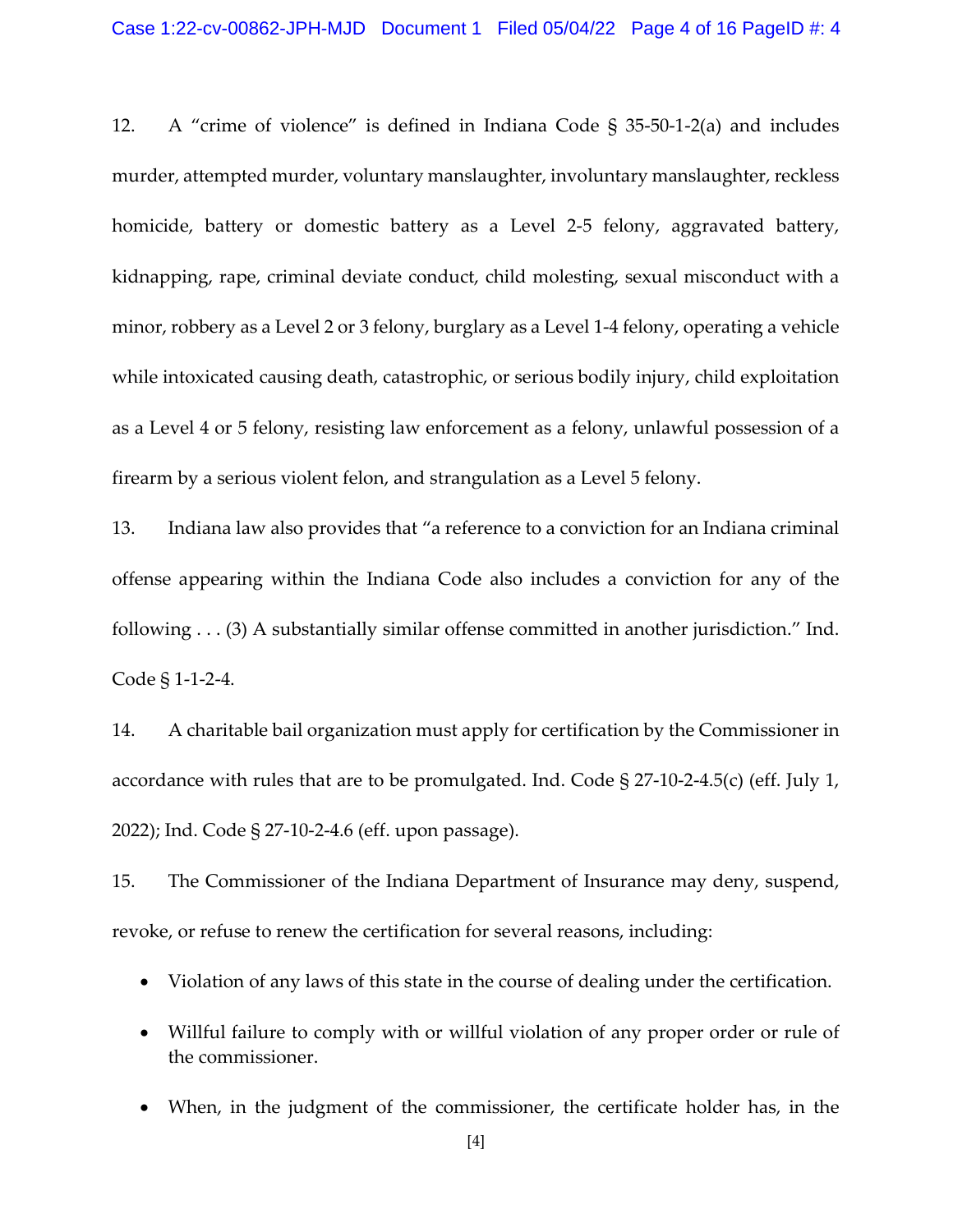12. A "crime of violence" is defined in Indiana Code § 35-50-1-2(a) and includes murder, attempted murder, voluntary manslaughter, involuntary manslaughter, reckless homicide, battery or domestic battery as a Level 2-5 felony, aggravated battery, kidnapping, rape, criminal deviate conduct, child molesting, sexual misconduct with a minor, robbery as a Level 2 or 3 felony, burglary as a Level 1-4 felony, operating a vehicle while intoxicated causing death, catastrophic, or serious bodily injury, child exploitation as a Level 4 or 5 felony, resisting law enforcement as a felony, unlawful possession of a firearm by a serious violent felon, and strangulation as a Level 5 felony.

13. Indiana law also provides that "a reference to a conviction for an Indiana criminal offense appearing within the Indiana Code also includes a conviction for any of the following . . . (3) A substantially similar offense committed in another jurisdiction." Ind. Code § 1-1-2-4.

14. A charitable bail organization must apply for certification by the Commissioner in accordance with rules that are to be promulgated. Ind. Code § 27-10-2-4.5(c) (eff. July 1, 2022); Ind. Code § 27-10-2-4.6 (eff. upon passage).

15. The Commissioner of the Indiana Department of Insurance may deny, suspend, revoke, or refuse to renew the certification for several reasons, including:

- Violation of any laws of this state in the course of dealing under the certification.
- Willful failure to comply with or willful violation of any proper order or rule of the commissioner.
- When, in the judgment of the commissioner, the certificate holder has, in the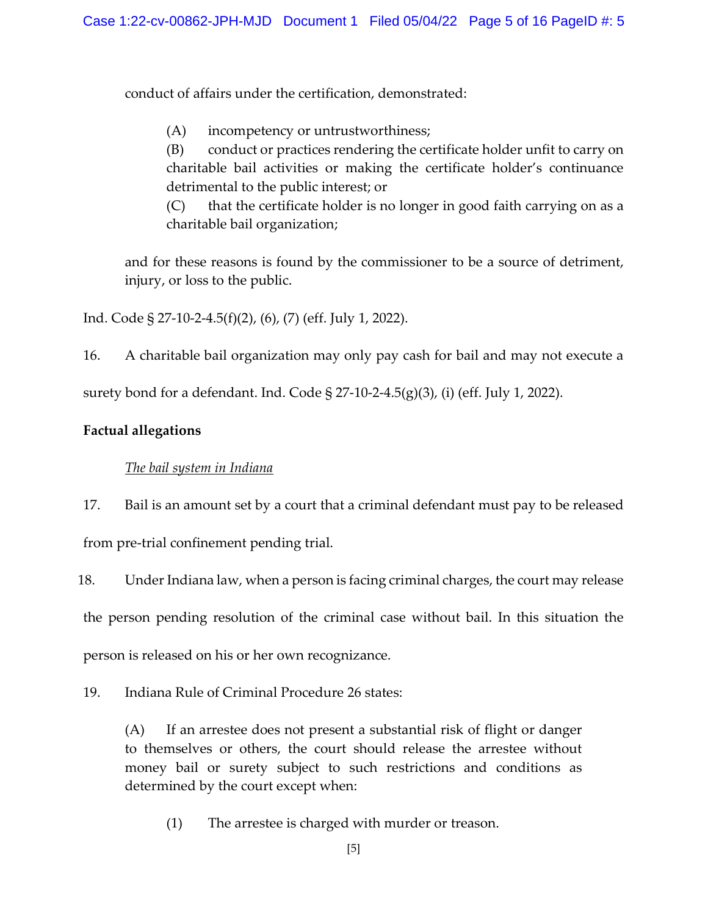conduct of affairs under the certification, demonstrated:

> (A) incompetency or untrustworthiness;
> (B) conduct or practices rendering the certificate holder unfit to carry on charitable bail activities or making the certificate holder's continuance detrimental to the public interest; or
> (C) that the certificate holder is no longer in good faith carrying on as a charitable bail organization;
>
> and for these reasons is found by the commissioner to be a source of detriment, injury, or loss to the public.

Ind. Code § 27-10-2-4.5(f)(2), (6), (7) (eff. July 1, 2022).

16. A charitable bail organization may only pay cash for bail and may not execute a surety bond for a defendant. Ind. Code § 27-10-2-4.5(g)(3), (i) (eff. July 1, 2022).

**Factual allegations**

*The bail system in Indiana*

17. Bail is an amount set by a court that a criminal defendant must pay to be released from pre-trial confinement pending trial.

18. Under Indiana law, when a person is facing criminal charges, the court may release the person pending resolution of the criminal case without bail. In this situation the person is released on his or her own recognizance.

19. Indiana Rule of Criminal Procedure 26 states:

> (A) If an arrestee does not present a substantial risk of flight or danger to themselves or others, the court should release the arrestee without money bail or surety subject to such restrictions and conditions as determined by the court except when:
>
> (1) The arrestee is charged with murder or treason.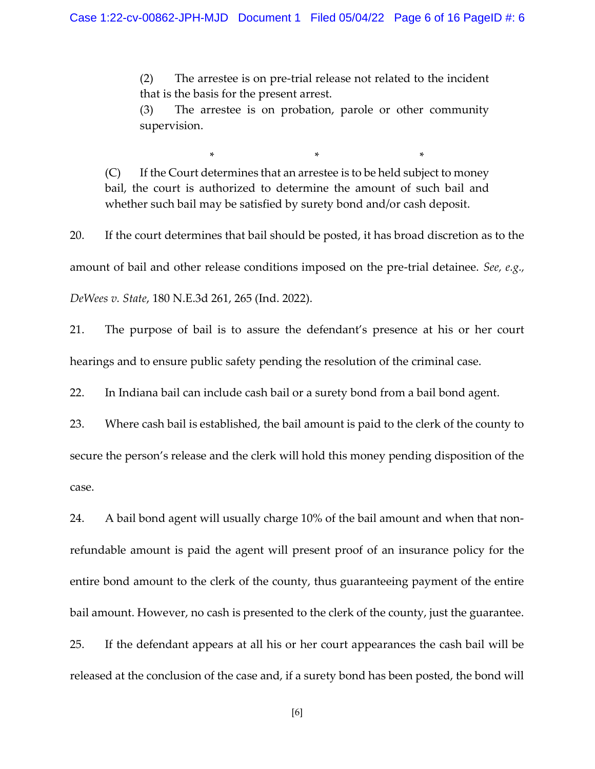> (2) The arrestee is on pre-trial release not related to the incident that is the basis for the present arrest.
>
> (3) The arrestee is on probation, parole or other community supervision.
>
> \* \* \*
>
> (C) If the Court determines that an arrestee is to be held subject to money bail, the court is authorized to determine the amount of such bail and whether such bail may be satisfied by surety bond and/or cash deposit.

20. If the court determines that bail should be posted, it has broad discretion as to the amount of bail and other release conditions imposed on the pre-trial detainee. *See, e.g., DeWees v. State*, 180 N.E.3d 261, 265 (Ind. 2022).

21. The purpose of bail is to assure the defendant's presence at his or her court hearings and to ensure public safety pending the resolution of the criminal case.

22. In Indiana bail can include cash bail or a surety bond from a bail bond agent.

23. Where cash bail is established, the bail amount is paid to the clerk of the county to secure the person's release and the clerk will hold this money pending disposition of the case.

24. A bail bond agent will usually charge 10% of the bail amount and when that non-refundable amount is paid the agent will present proof of an insurance policy for the entire bond amount to the clerk of the county, thus guaranteeing payment of the entire bail amount. However, no cash is presented to the clerk of the county, just the guarantee.

25. If the defendant appears at all his or her court appearances the cash bail will be released at the conclusion of the case and, if a surety bond has been posted, the bond will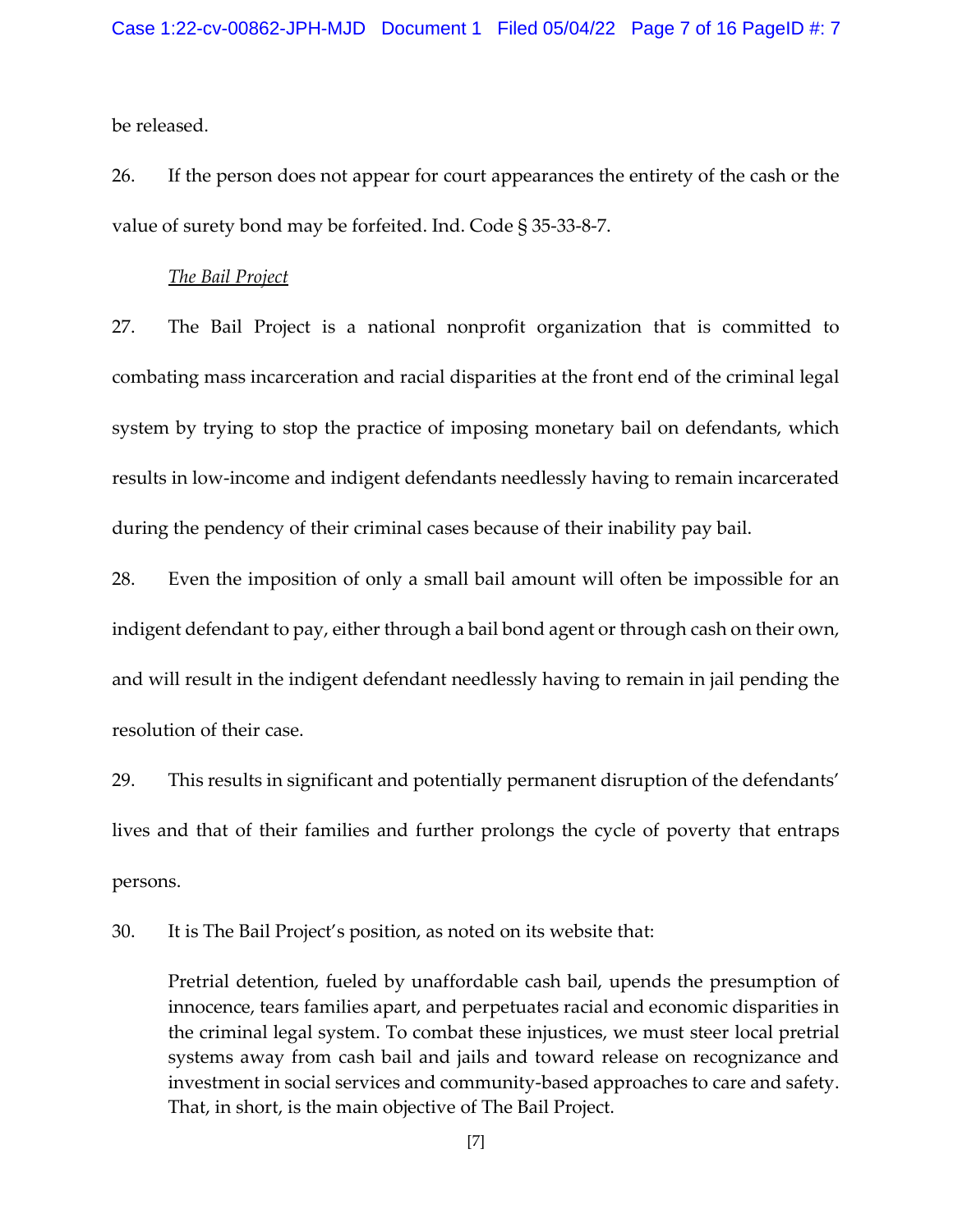be released.

26. If the person does not appear for court appearances the entirety of the cash or the value of surety bond may be forfeited. Ind. Code § 35-33-8-7.

*The Bail Project*

27. The Bail Project is a national nonprofit organization that is committed to combating mass incarceration and racial disparities at the front end of the criminal legal system by trying to stop the practice of imposing monetary bail on defendants, which results in low-income and indigent defendants needlessly having to remain incarcerated during the pendency of their criminal cases because of their inability pay bail.

28. Even the imposition of only a small bail amount will often be impossible for an indigent defendant to pay, either through a bail bond agent or through cash on their own, and will result in the indigent defendant needlessly having to remain in jail pending the resolution of their case.

29. This results in significant and potentially permanent disruption of the defendants' lives and that of their families and further prolongs the cycle of poverty that entraps persons.

30. It is The Bail Project's position, as noted on its website that:

> Pretrial detention, fueled by unaffordable cash bail, upends the presumption of innocence, tears families apart, and perpetuates racial and economic disparities in the criminal legal system. To combat these injustices, we must steer local pretrial systems away from cash bail and jails and toward release on recognizance and investment in social services and community-based approaches to care and safety. That, in short, is the main objective of The Bail Project.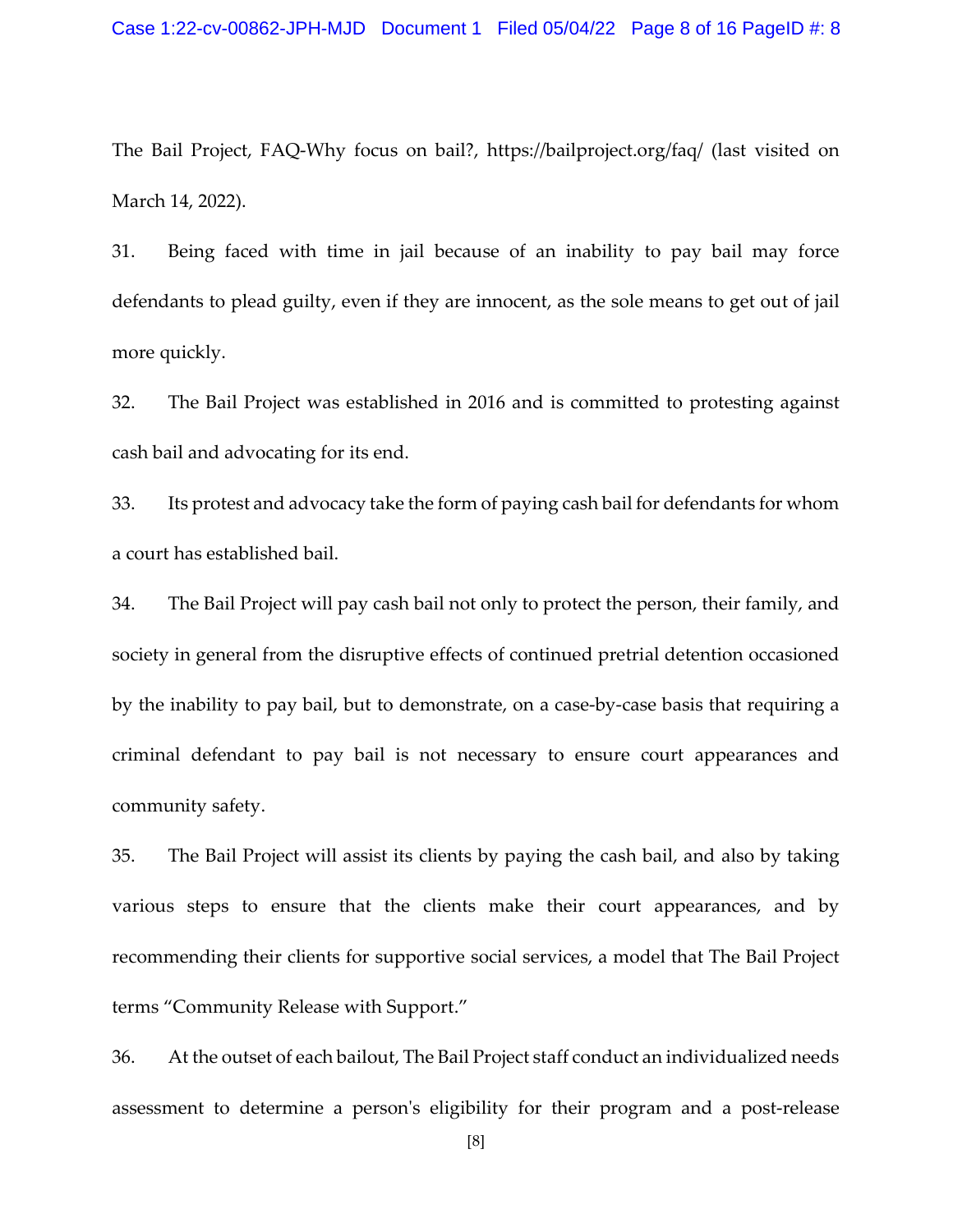The Bail Project, FAQ-Why focus on bail?, https://bailproject.org/faq/ (last visited on March 14, 2022).

31. Being faced with time in jail because of an inability to pay bail may force defendants to plead guilty, even if they are innocent, as the sole means to get out of jail more quickly.

32. The Bail Project was established in 2016 and is committed to protesting against cash bail and advocating for its end.

33. Its protest and advocacy take the form of paying cash bail for defendants for whom a court has established bail.

34. The Bail Project will pay cash bail not only to protect the person, their family, and society in general from the disruptive effects of continued pretrial detention occasioned by the inability to pay bail, but to demonstrate, on a case-by-case basis that requiring a criminal defendant to pay bail is not necessary to ensure court appearances and community safety.

35. The Bail Project will assist its clients by paying the cash bail, and also by taking various steps to ensure that the clients make their court appearances, and by recommending their clients for supportive social services, a model that The Bail Project terms "Community Release with Support."

36. At the outset of each bailout, The Bail Project staff conduct an individualized needs assessment to determine a person's eligibility for their program and a post-release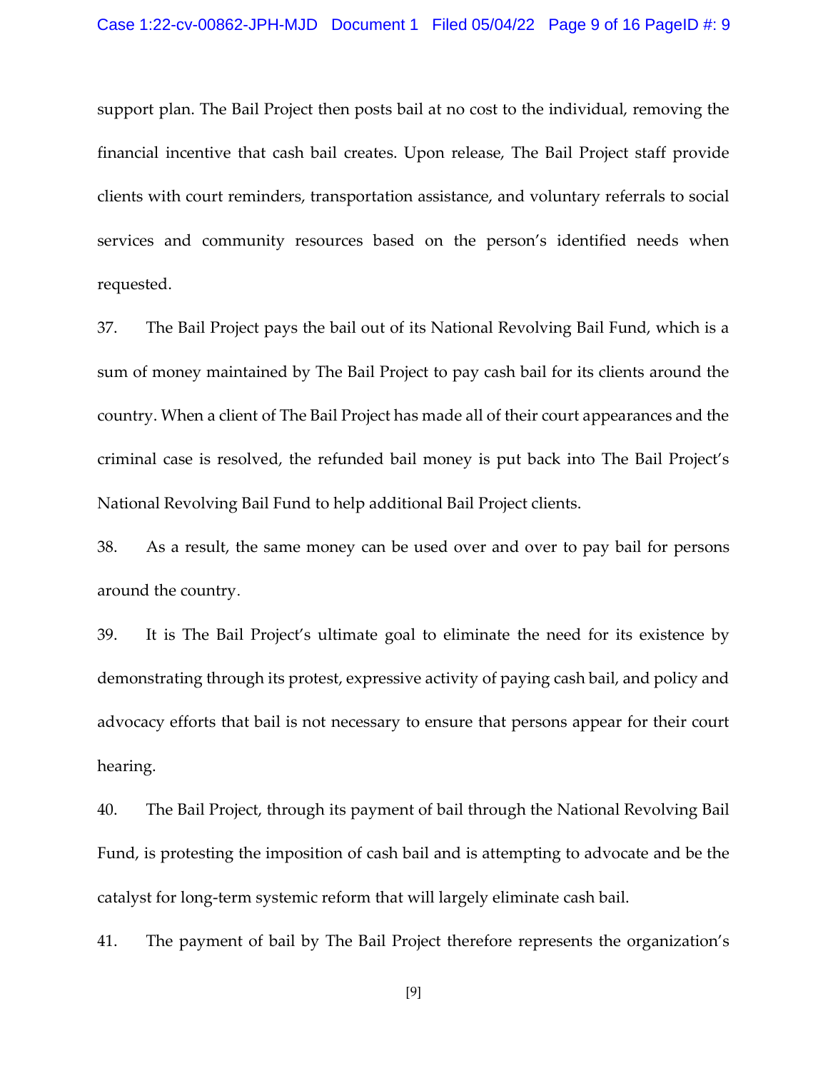support plan. The Bail Project then posts bail at no cost to the individual, removing the financial incentive that cash bail creates. Upon release, The Bail Project staff provide clients with court reminders, transportation assistance, and voluntary referrals to social services and community resources based on the person's identified needs when requested.

37. The Bail Project pays the bail out of its National Revolving Bail Fund, which is a sum of money maintained by The Bail Project to pay cash bail for its clients around the country. When a client of The Bail Project has made all of their court appearances and the criminal case is resolved, the refunded bail money is put back into The Bail Project's National Revolving Bail Fund to help additional Bail Project clients.

38. As a result, the same money can be used over and over to pay bail for persons around the country.

39. It is The Bail Project's ultimate goal to eliminate the need for its existence by demonstrating through its protest, expressive activity of paying cash bail, and policy and advocacy efforts that bail is not necessary to ensure that persons appear for their court hearing.

40. The Bail Project, through its payment of bail through the National Revolving Bail Fund, is protesting the imposition of cash bail and is attempting to advocate and be the catalyst for long-term systemic reform that will largely eliminate cash bail.

41. The payment of bail by The Bail Project therefore represents the organization's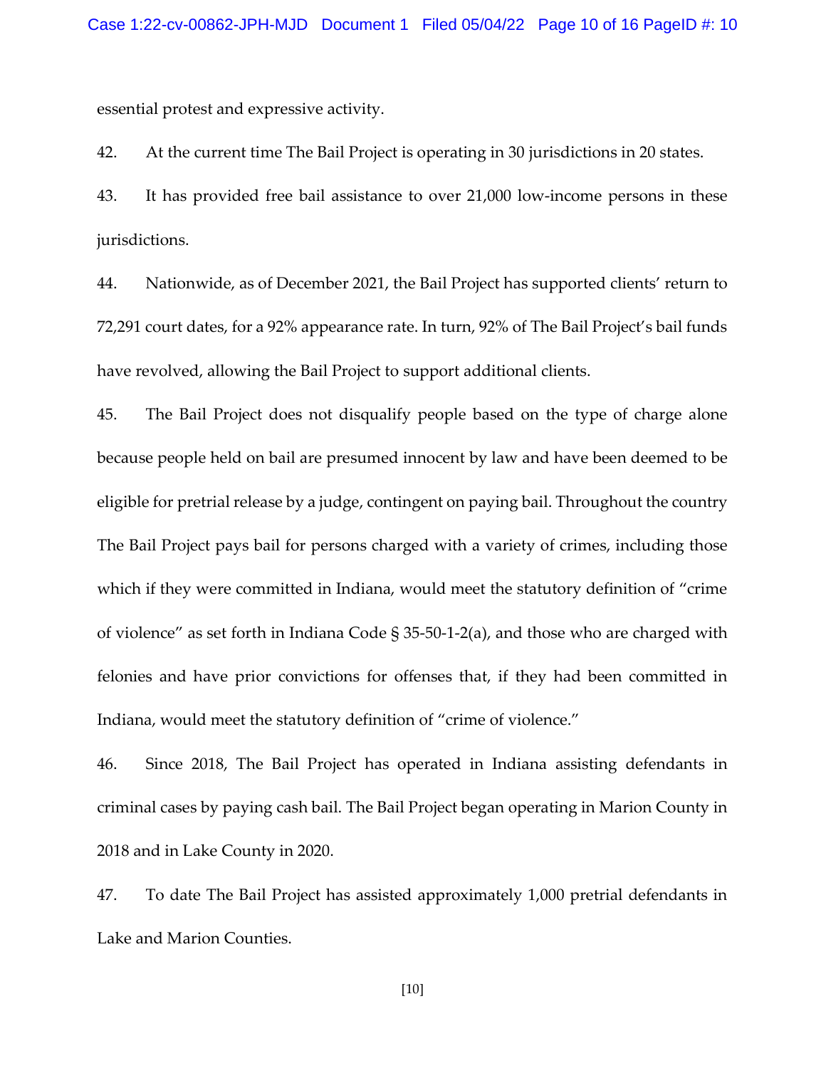essential protest and expressive activity.

42. At the current time The Bail Project is operating in 30 jurisdictions in 20 states.

43. It has provided free bail assistance to over 21,000 low-income persons in these jurisdictions.

44. Nationwide, as of December 2021, the Bail Project has supported clients' return to 72,291 court dates, for a 92% appearance rate. In turn, 92% of The Bail Project's bail funds have revolved, allowing the Bail Project to support additional clients.

45. The Bail Project does not disqualify people based on the type of charge alone because people held on bail are presumed innocent by law and have been deemed to be eligible for pretrial release by a judge, contingent on paying bail. Throughout the country The Bail Project pays bail for persons charged with a variety of crimes, including those which if they were committed in Indiana, would meet the statutory definition of "crime of violence" as set forth in Indiana Code § 35-50-1-2(a), and those who are charged with felonies and have prior convictions for offenses that, if they had been committed in Indiana, would meet the statutory definition of "crime of violence."

46. Since 2018, The Bail Project has operated in Indiana assisting defendants in criminal cases by paying cash bail. The Bail Project began operating in Marion County in 2018 and in Lake County in 2020.

47. To date The Bail Project has assisted approximately 1,000 pretrial defendants in Lake and Marion Counties.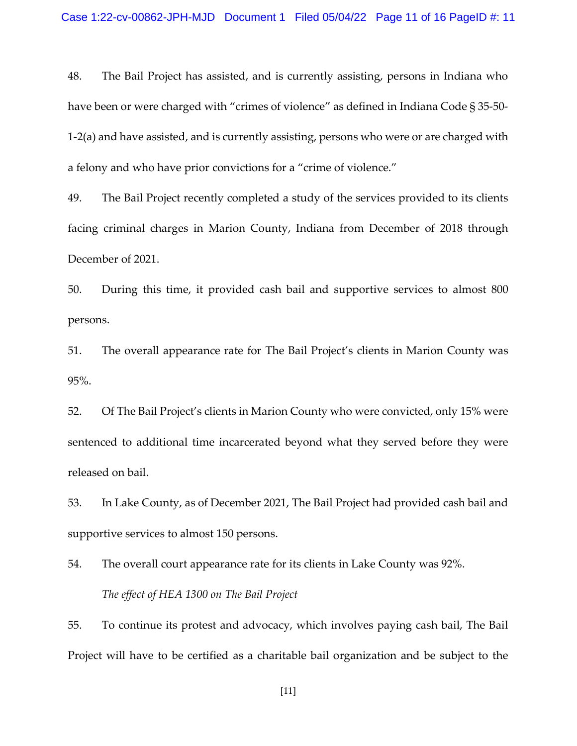48. The Bail Project has assisted, and is currently assisting, persons in Indiana who have been or were charged with "crimes of violence" as defined in Indiana Code § 35-50-1-2(a) and have assisted, and is currently assisting, persons who were or are charged with a felony and who have prior convictions for a "crime of violence."

49. The Bail Project recently completed a study of the services provided to its clients facing criminal charges in Marion County, Indiana from December of 2018 through December of 2021.

50. During this time, it provided cash bail and supportive services to almost 800 persons.

51. The overall appearance rate for The Bail Project's clients in Marion County was 95%.

52. Of The Bail Project's clients in Marion County who were convicted, only 15% were sentenced to additional time incarcerated beyond what they served before they were released on bail.

53. In Lake County, as of December 2021, The Bail Project had provided cash bail and supportive services to almost 150 persons.

54. The overall court appearance rate for its clients in Lake County was 92%.

*The effect of HEA 1300 on The Bail Project*

55. To continue its protest and advocacy, which involves paying cash bail, The Bail Project will have to be certified as a charitable bail organization and be subject to the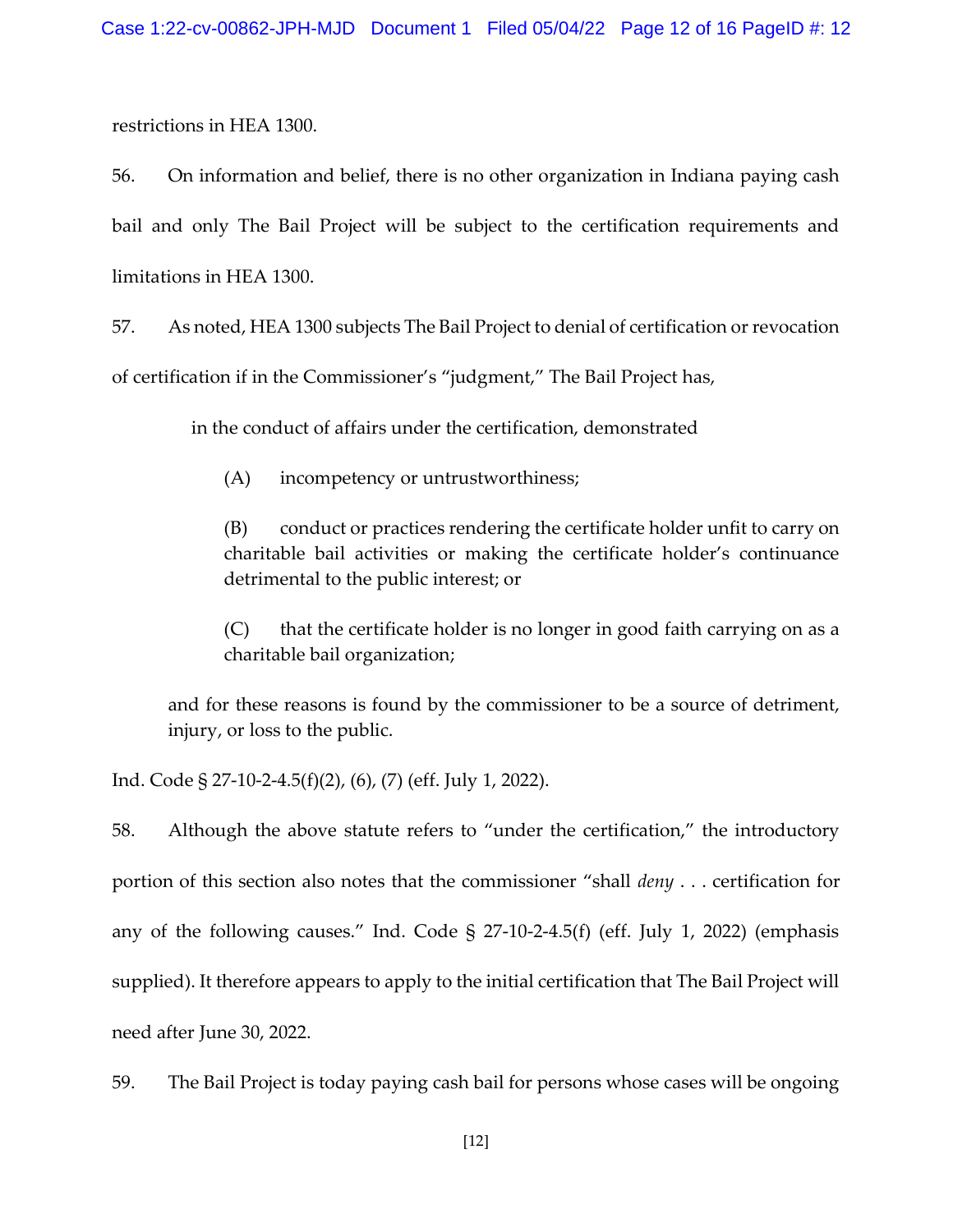restrictions in HEA 1300.

56. On information and belief, there is no other organization in Indiana paying cash bail and only The Bail Project will be subject to the certification requirements and limitations in HEA 1300.

57. As noted, HEA 1300 subjects The Bail Project to denial of certification or revocation of certification if in the Commissioner's "judgment," The Bail Project has,

> in the conduct of affairs under the certification, demonstrated
>
> (A) incompetency or untrustworthiness;
>
> (B) conduct or practices rendering the certificate holder unfit to carry on charitable bail activities or making the certificate holder's continuance detrimental to the public interest; or
>
> (C) that the certificate holder is no longer in good faith carrying on as a charitable bail organization;
>
> and for these reasons is found by the commissioner to be a source of detriment, injury, or loss to the public.

Ind. Code § 27-10-2-4.5(f)(2), (6), (7) (eff. July 1, 2022).

58. Although the above statute refers to "under the certification," the introductory portion of this section also notes that the commissioner "shall *deny* . . . certification for any of the following causes." Ind. Code § 27-10-2-4.5(f) (eff. July 1, 2022) (emphasis supplied). It therefore appears to apply to the initial certification that The Bail Project will need after June 30, 2022.

59. The Bail Project is today paying cash bail for persons whose cases will be ongoing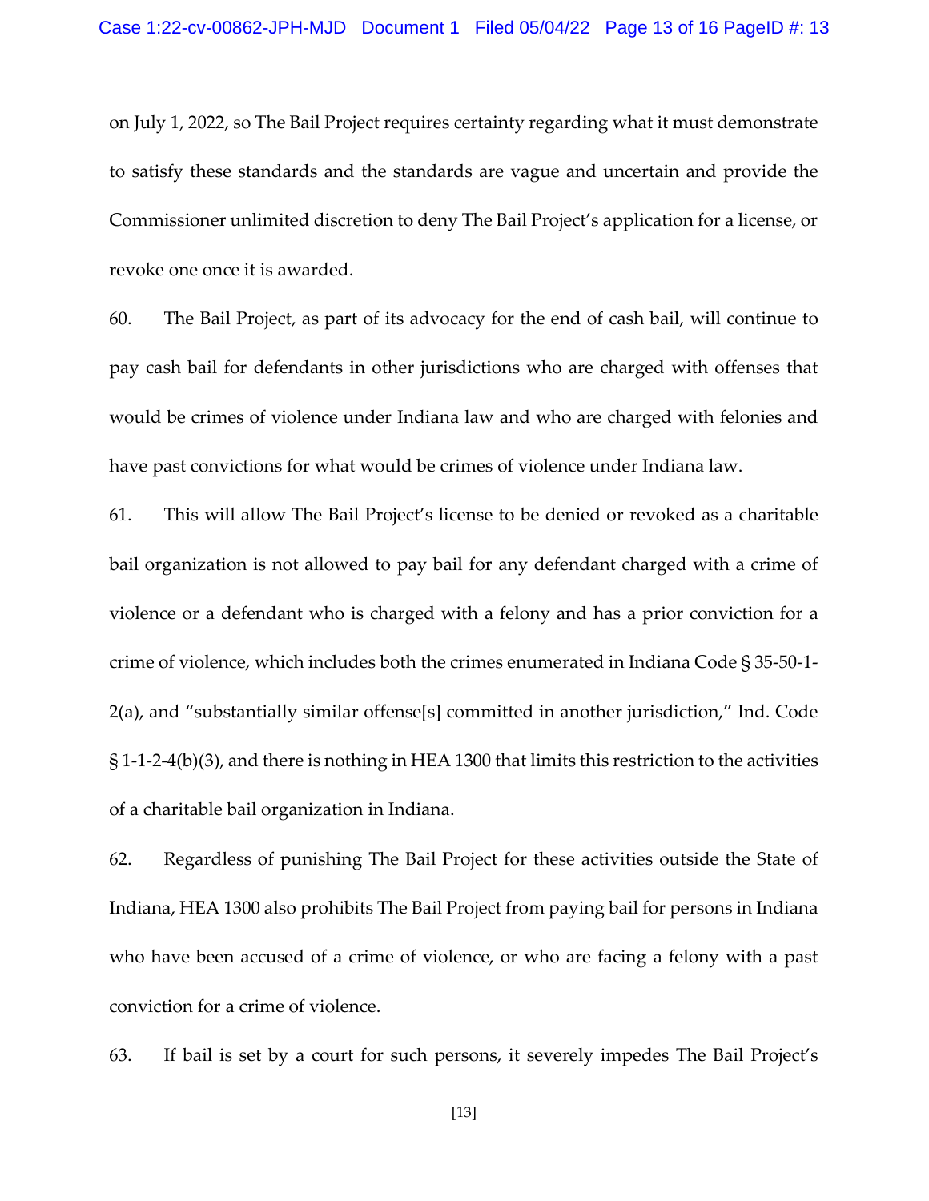on July 1, 2022, so The Bail Project requires certainty regarding what it must demonstrate to satisfy these standards and the standards are vague and uncertain and provide the Commissioner unlimited discretion to deny The Bail Project's application for a license, or revoke one once it is awarded.

60. The Bail Project, as part of its advocacy for the end of cash bail, will continue to pay cash bail for defendants in other jurisdictions who are charged with offenses that would be crimes of violence under Indiana law and who are charged with felonies and have past convictions for what would be crimes of violence under Indiana law.

61. This will allow The Bail Project's license to be denied or revoked as a charitable bail organization is not allowed to pay bail for any defendant charged with a crime of violence or a defendant who is charged with a felony and has a prior conviction for a crime of violence, which includes both the crimes enumerated in Indiana Code § 35-50-1-2(a), and "substantially similar offense[s] committed in another jurisdiction," Ind. Code § 1-1-2-4(b)(3), and there is nothing in HEA 1300 that limits this restriction to the activities of a charitable bail organization in Indiana.

62. Regardless of punishing The Bail Project for these activities outside the State of Indiana, HEA 1300 also prohibits The Bail Project from paying bail for persons in Indiana who have been accused of a crime of violence, or who are facing a felony with a past conviction for a crime of violence.

63. If bail is set by a court for such persons, it severely impedes The Bail Project's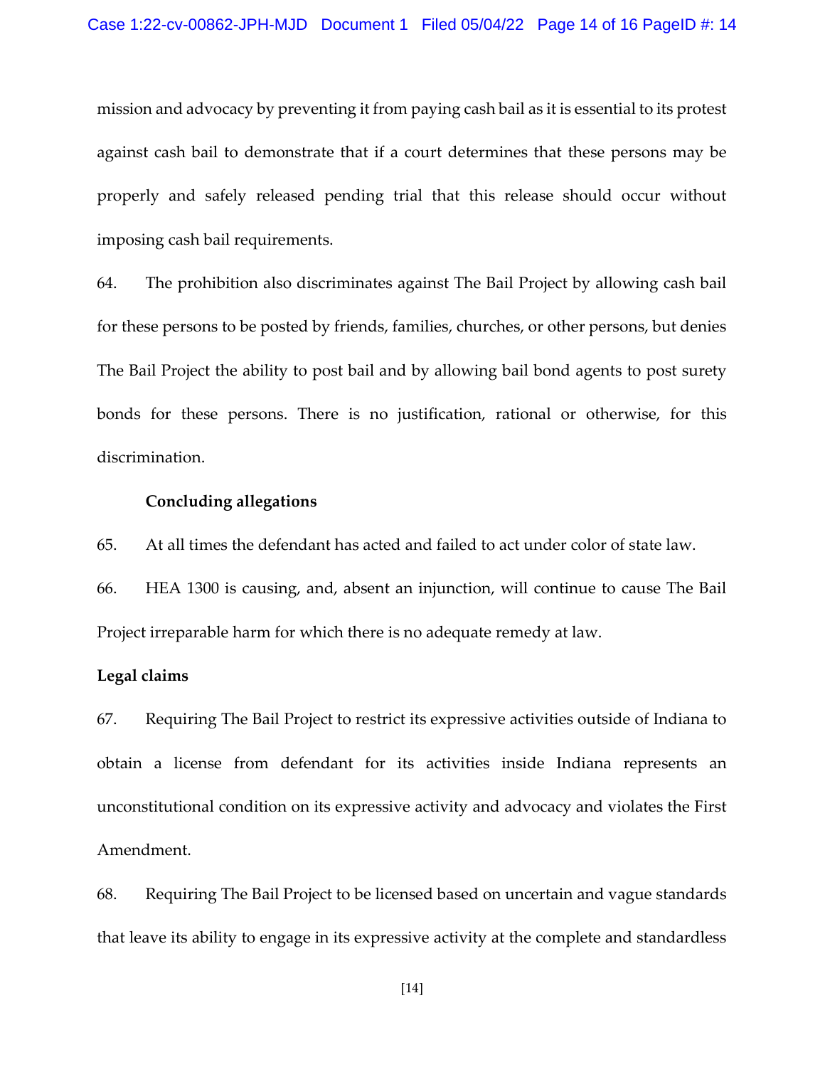mission and advocacy by preventing it from paying cash bail as it is essential to its protest against cash bail to demonstrate that if a court determines that these persons may be properly and safely released pending trial that this release should occur without imposing cash bail requirements.

64. The prohibition also discriminates against The Bail Project by allowing cash bail for these persons to be posted by friends, families, churches, or other persons, but denies The Bail Project the ability to post bail and by allowing bail bond agents to post surety bonds for these persons. There is no justification, rational or otherwise, for this discrimination.

**Concluding allegations**

65. At all times the defendant has acted and failed to act under color of state law.

66. HEA 1300 is causing, and, absent an injunction, will continue to cause The Bail Project irreparable harm for which there is no adequate remedy at law.

**Legal claims**

67. Requiring The Bail Project to restrict its expressive activities outside of Indiana to obtain a license from defendant for its activities inside Indiana represents an unconstitutional condition on its expressive activity and advocacy and violates the First Amendment.

68. Requiring The Bail Project to be licensed based on uncertain and vague standards that leave its ability to engage in its expressive activity at the complete and standardless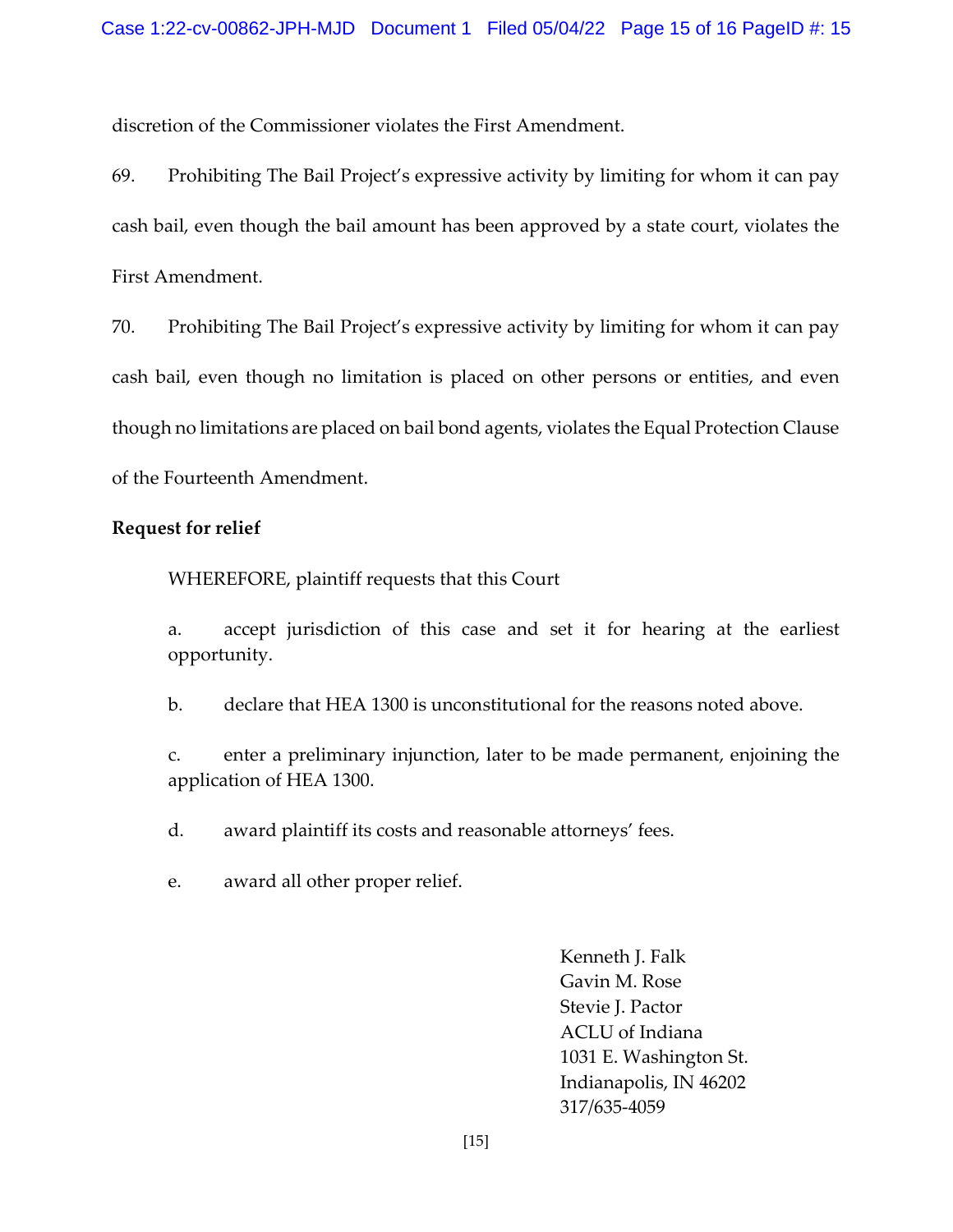discretion of the Commissioner violates the First Amendment.

69. Prohibiting The Bail Project's expressive activity by limiting for whom it can pay cash bail, even though the bail amount has been approved by a state court, violates the First Amendment.

70. Prohibiting The Bail Project's expressive activity by limiting for whom it can pay cash bail, even though no limitation is placed on other persons or entities, and even though no limitations are placed on bail bond agents, violates the Equal Protection Clause of the Fourteenth Amendment.

**Request for relief**

WHEREFORE, plaintiff requests that this Court

a. accept jurisdiction of this case and set it for hearing at the earliest opportunity.

b. declare that HEA 1300 is unconstitutional for the reasons noted above.

c. enter a preliminary injunction, later to be made permanent, enjoining the application of HEA 1300.

d. award plaintiff its costs and reasonable attorneys' fees.

e. award all other proper relief.

Kenneth J. Falk
Gavin M. Rose
Stevie J. Pactor
ACLU of Indiana
1031 E. Washington St.
Indianapolis, IN 46202
317/635-4059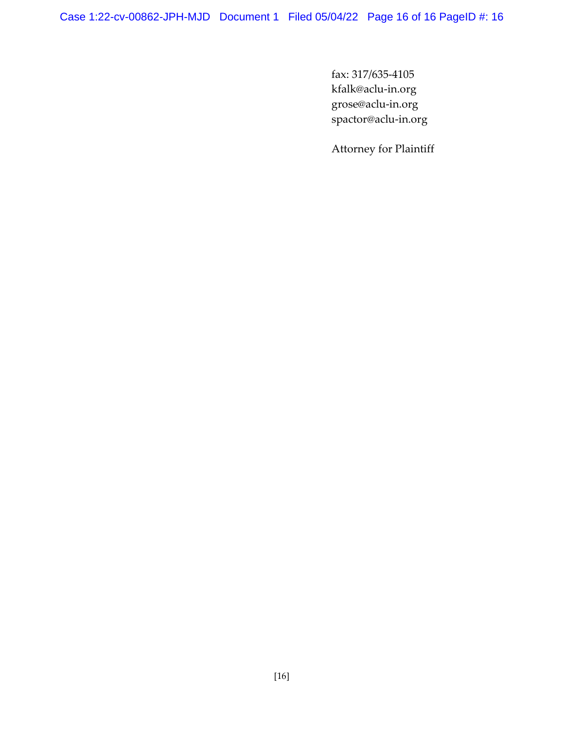fax: 317/635-4105
kfalk@aclu-in.org
grose@aclu-in.org
spactor@aclu-in.org

Attorney for Plaintiff